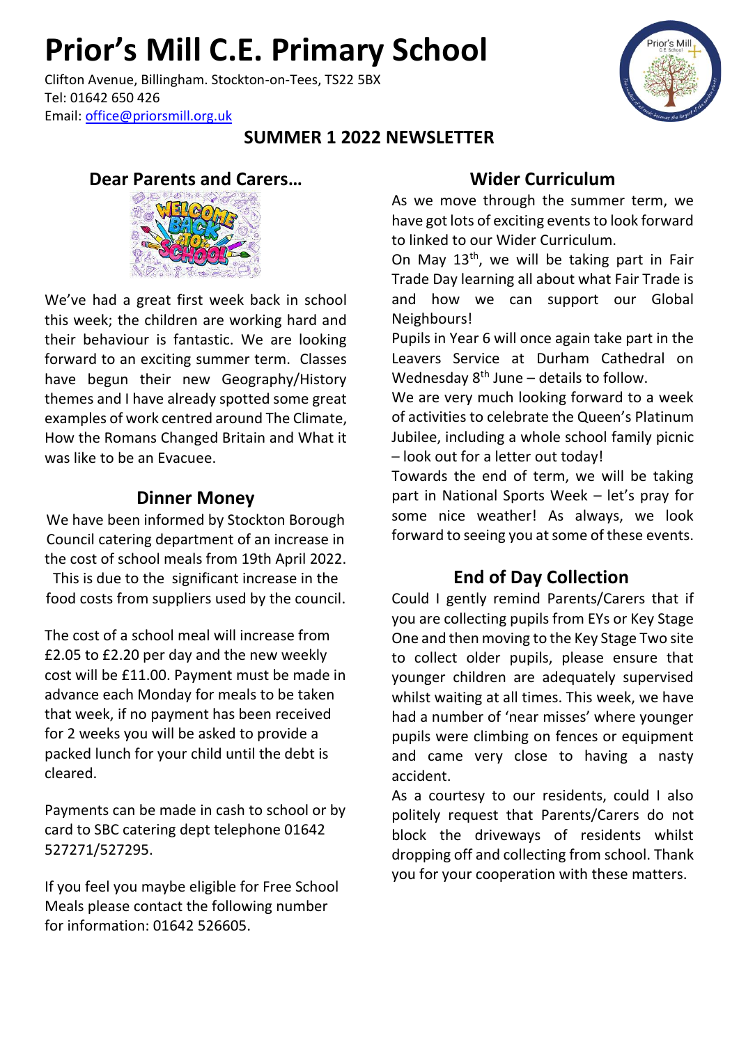# Prior's Mill C.E. Primary School

Clifton Avenue, Billingham. Stockton-on-Tees, TS22 5BX
Tel: 01642 650 426
Email: office@priorsmill.org.uk

## SUMMER 1 2022 NEWSLETTER

### Dear Parents and Carers…

We've had a great first week back in school this week; the children are working hard and their behaviour is fantastic. We are looking forward to an exciting summer term. Classes have begun their new Geography/History themes and I have already spotted some great examples of work centred around The Climate, How the Romans Changed Britain and What it was like to be an Evacuee.

### Dinner Money

We have been informed by Stockton Borough Council catering department of an increase in the cost of school meals from 19th April 2022. This is due to the significant increase in the food costs from suppliers used by the council.

The cost of a school meal will increase from £2.05 to £2.20 per day and the new weekly cost will be £11.00. Payment must be made in advance each Monday for meals to be taken that week, if no payment has been received for 2 weeks you will be asked to provide a packed lunch for your child until the debt is cleared.

Payments can be made in cash to school or by card to SBC catering dept telephone 01642 527271/527295.

If you feel you maybe eligible for Free School Meals please contact the following number for information: 01642 526605.

### Wider Curriculum

As we move through the summer term, we have got lots of exciting events to look forward to linked to our Wider Curriculum.

On May 13th, we will be taking part in Fair Trade Day learning all about what Fair Trade is and how we can support our Global Neighbours!

Pupils in Year 6 will once again take part in the Leavers Service at Durham Cathedral on Wednesday 8th June – details to follow.

We are very much looking forward to a week of activities to celebrate the Queen's Platinum Jubilee, including a whole school family picnic – look out for a letter out today!

Towards the end of term, we will be taking part in National Sports Week – let's pray for some nice weather! As always, we look forward to seeing you at some of these events.

### End of Day Collection

Could I gently remind Parents/Carers that if you are collecting pupils from EYs or Key Stage One and then moving to the Key Stage Two site to collect older pupils, please ensure that younger children are adequately supervised whilst waiting at all times. This week, we have had a number of 'near misses' where younger pupils were climbing on fences or equipment and came very close to having a nasty accident.

As a courtesy to our residents, could I also politely request that Parents/Carers do not block the driveways of residents whilst dropping off and collecting from school. Thank you for your cooperation with these matters.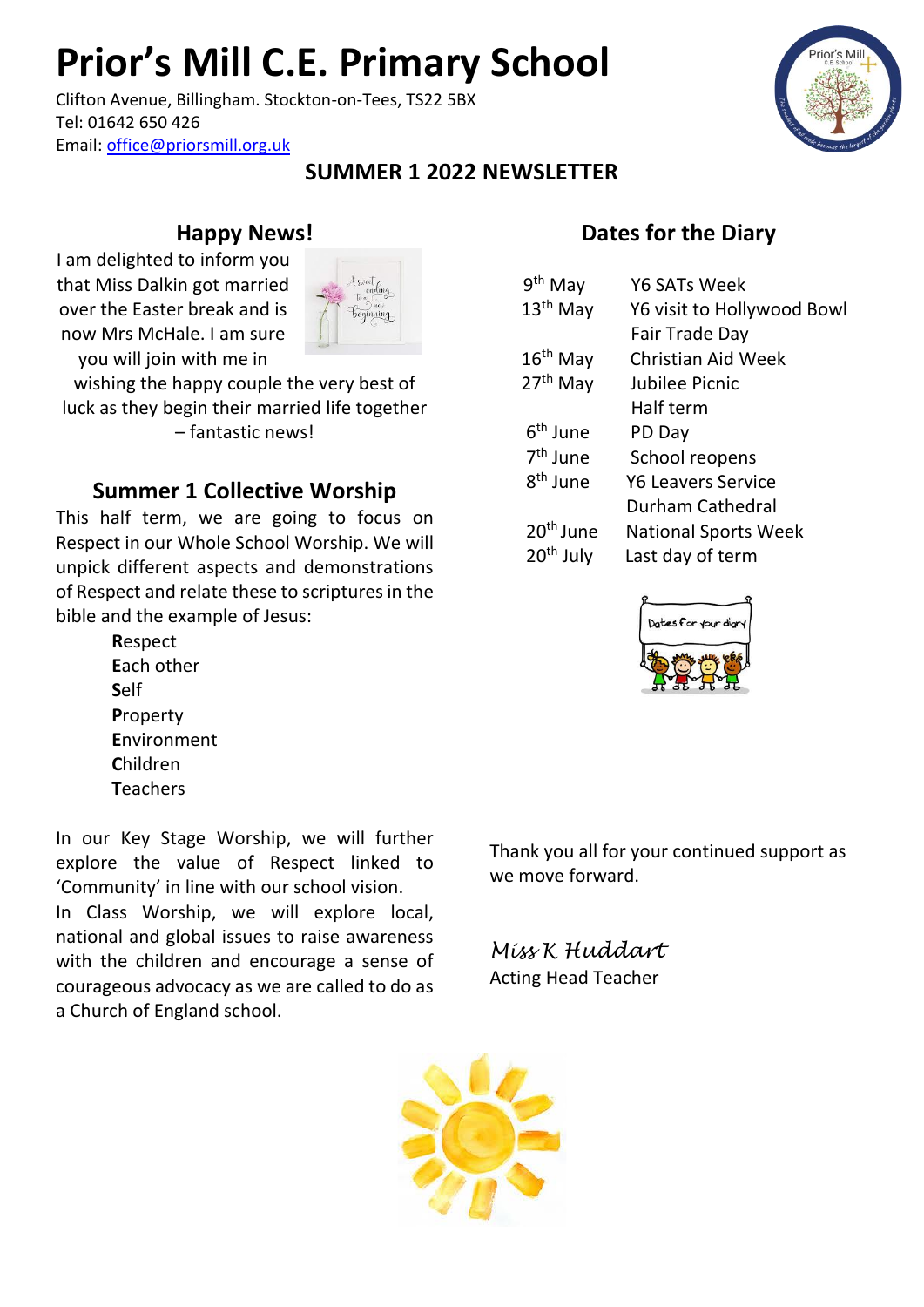# Prior's Mill C.E. Primary School

Clifton Avenue, Billingham. Stockton-on-Tees, TS22 5BX
Tel: 01642 650 426
Email: office@priorsmill.org.uk

## SUMMER 1 2022 NEWSLETTER

### Happy News!

I am delighted to inform you that Miss Dalkin got married over the Easter break and is now Mrs McHale. I am sure you will join with me in wishing the happy couple the very best of luck as they begin their married life together – fantastic news!

### Summer 1 Collective Worship

This half term, we are going to focus on Respect in our Whole School Worship. We will unpick different aspects and demonstrations of Respect and relate these to scriptures in the bible and the example of Jesus:

**R**espect
**E**ach other
**S**elf
**P**roperty
**E**nvironment
**C**hildren
**T**eachers

In our Key Stage Worship, we will further explore the value of Respect linked to 'Community' in line with our school vision.

In Class Worship, we will explore local, national and global issues to raise awareness with the children and encourage a sense of courageous advocacy as we are called to do as a Church of England school.

### Dates for the Diary

| | |
|---|---|
| 9th May | Y6 SATs Week |
| 13th May | Y6 visit to Hollywood Bowl<br>Fair Trade Day |
| 16th May | Christian Aid Week |
| 27th May | Jubilee Picnic<br>Half term |
| 6th June | PD Day |
| 7th June | School reopens |
| 8th June | Y6 Leavers Service<br>Durham Cathedral |
| 20th June | National Sports Week |
| 20th July | Last day of term |

Thank you all for your continued support as we move forward.

*Miss K Huddart*
Acting Head Teacher